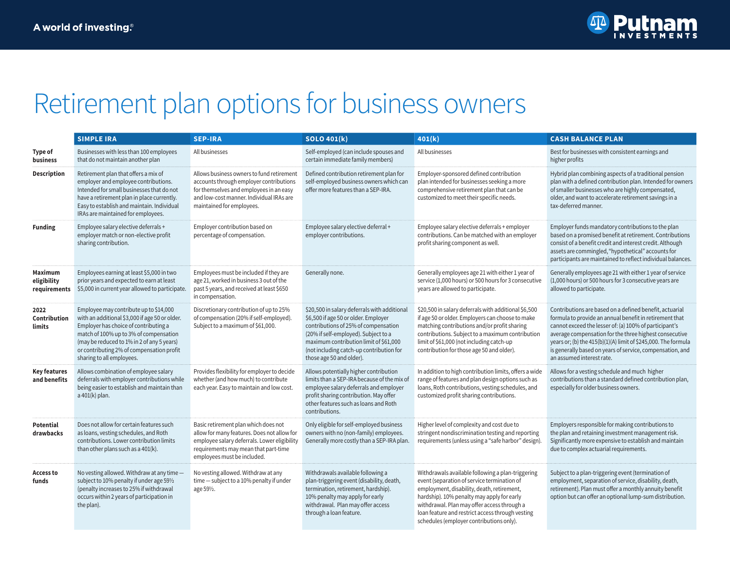A world of investing.®

# Retirement plan options for business owners

| | SIMPLE IRA | SEP-IRA | SOLO 401(k) | 401(k) | CASH BALANCE PLAN |
|---|---|---|---|---|---|
| **Type of business** | Businesses with less than 100 employees that do not maintain another plan | All businesses | Self-employed (can include spouses and certain immediate family members) | All businesses | Best for businesses with consistent earnings and higher profits |
| **Description** | Retirement plan that offers a mix of employer and employee contributions. Intended for small businesses that do not have a retirement plan in place currently. Easy to establish and maintain. Individual IRAs are maintained for employees. | Allows business owners to fund retirement accounts through employer contributions for themselves and employees in an easy and low-cost manner. Individual IRAs are maintained for employees. | Defined contribution retirement plan for self-employed business owners which can offer more features than a SEP-IRA. | Employer-sponsored defined contribution plan intended for businesses seeking a more comprehensive retirement plan that can be customized to meet their specific needs. | Hybrid plan combining aspects of a traditional pension plan with a defined contribution plan. Intended for owners of smaller businesses who are highly compensated, older, and want to accelerate retirement savings in a tax-deferred manner. |
| **Funding** | Employee salary elective deferrals + employer match or non-elective profit sharing contribution. | Employer contribution based on percentage of compensation. | Employee salary elective deferral + employer contributions. | Employee salary elective deferrals + employer contributions. Can be matched with an employer profit sharing component as well. | Employer funds mandatory contributions to the plan based on a promised benefit at retirement. Contributions consist of a benefit credit and interest credit. Although assets are commingled, "hypothetical" accounts for participants are maintained to reflect individual balances. |
| **Maximum eligibility requirements** | Employees earning at least $5,000 in two prior years and expected to earn at least $5,000 in current year allowed to participate. | Employees must be included if they are age 21, worked in business 3 out of the past 5 years, and received at least $650 in compensation. | Generally none. | Generally employees age 21 with either 1 year of service (1,000 hours) or 500 hours for 3 consecutive years are allowed to participate. | Generally employees age 21 with either 1 year of service (1,000 hours) or 500 hours for 3 consecutive years are allowed to participate. |
| **2022 Contribution limits** | Employee may contribute up to $14,000 with an additional $3,000 if age 50 or older. Employer has choice of contributing a match of 100% up to 3% of compensation (may be reduced to 1% in 2 of any 5 years) or contributing 2% of compensation profit sharing to all employees. | Discretionary contribution of up to 25% of compensation (20% if self-employed). Subject to a maximum of $61,000. | $20,500 in salary deferrals with additional $6,500 if age 50 or older. Employer contributions of 25% of compensation (20% if self-employed). Subject to a maximum contribution limit of $61,000 (not including catch-up contribution for those age 50 and older). | $20,500 in salary deferrals with additional $6,500 if age 50 or older. Employers can choose to make matching contributions and/or profit sharing contributions. Subject to a maximum contribution limit of $61,000 (not including catch-up contribution for those age 50 and older). | Contributions are based on a defined benefit, actuarial formula to provide an annual benefit in retirement that cannot exceed the lesser of: (a) 100% of participant's average compensation for the three highest consecutive years or; (b) the 415(b)(1)(A) limit of $245,000. The formula is generally based on years of service, compensation, and an assumed interest rate. |
| **Key features and benefits** | Allows combination of employee salary deferrals with employer contributions while being easier to establish and maintain than a 401(k) plan. | Provides flexibility for employer to decide whether (and how much) to contribute each year. Easy to maintain and low cost. | Allows potentially higher contribution limits than a SEP-IRA because of the mix of employee salary deferrals and employer profit sharing contribution. May offer other features such as loans and Roth contributions. | In addition to high contribution limits, offers a wide range of features and plan design options such as loans, Roth contributions, vesting schedules, and customized profit sharing contributions. | Allows for a vesting schedule and much higher contributions than a standard defined contribution plan, especially for older business owners. |
| **Potential drawbacks** | Does not allow for certain features such as loans, vesting schedules, and Roth contributions. Lower contribution limits than other plans such as a 401(k). | Basic retirement plan which does not allow for many features. Does not allow for employee salary deferrals. Lower eligibility requirements may mean that part-time employees must be included. | Only eligible for self-employed business owners with no (non-family) employees. Generally more costly than a SEP-IRA plan. | Higher level of complexity and cost due to stringent nondiscrimination testing and reporting requirements (unless using a "safe harbor" design). | Employers responsible for making contributions to the plan and retaining investment management risk. Significantly more expensive to establish and maintain due to complex actuarial requirements. |
| **Access to funds** | No vesting allowed. Withdraw at any time — subject to 10% penalty if under age 59½ (penalty increases to 25% if withdrawal occurs within 2 years of participation in the plan). | No vesting allowed. Withdraw at any time — subject to a 10% penalty if under age 59½. | Withdrawals available following a plan-triggering event (disability, death, termination, retirement, hardship). 10% penalty may apply for early withdrawal. Plan may offer access through a loan feature. | Withdrawals available following a plan-triggering event (separation of service termination of employment, disability, death, retirement, hardship). 10% penalty may apply for early withdrawal. Plan may offer access through a loan feature and restrict access through vesting schedules (employer contributions only). | Subject to a plan-triggering event (termination of employment, separation of service, disability, death, retirement). Plan must offer a monthly annuity benefit option but can offer an optional lump-sum distribution. |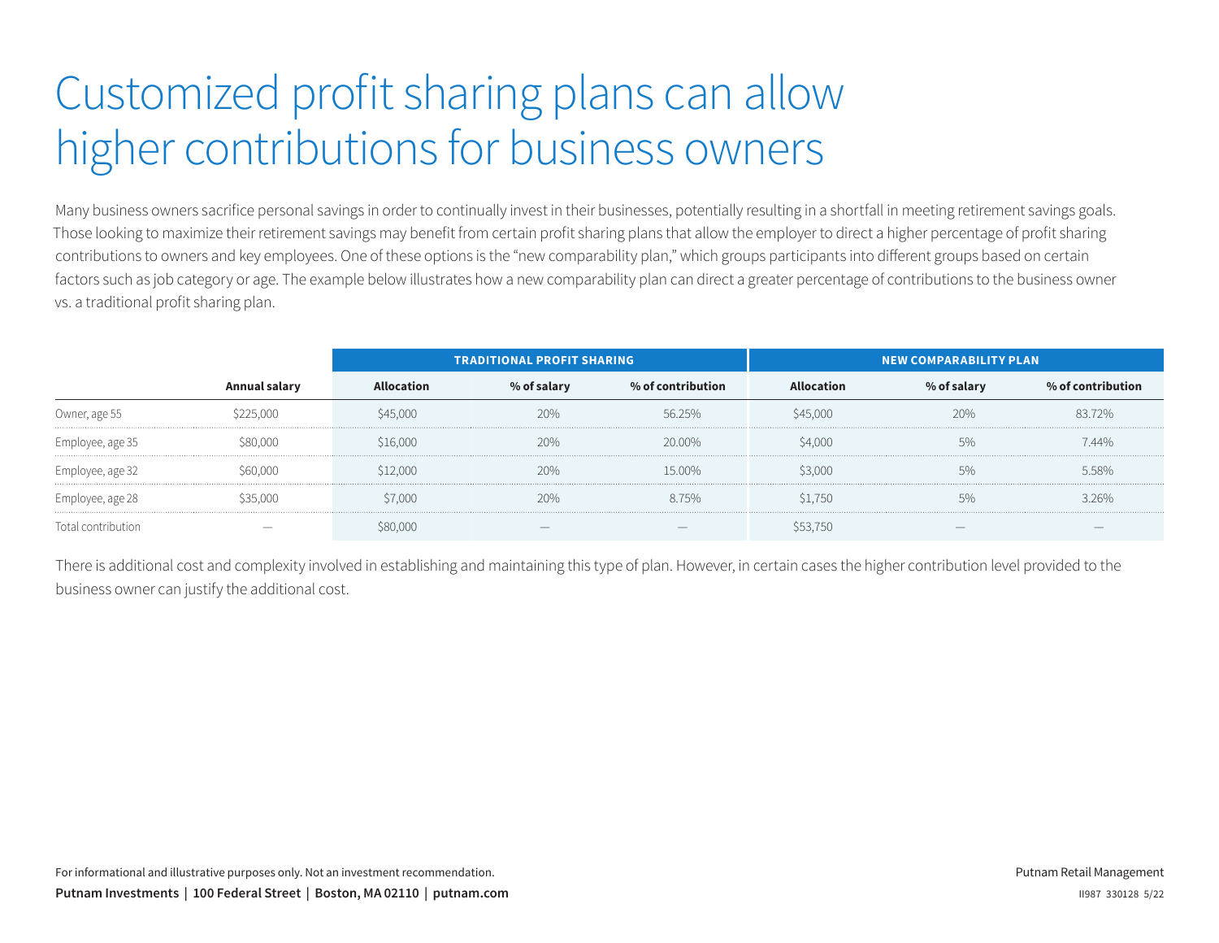# Customized profit sharing plans can allow higher contributions for business owners

Many business owners sacrifice personal savings in order to continually invest in their businesses, potentially resulting in a shortfall in meeting retirement savings goals. Those looking to maximize their retirement savings may benefit from certain profit sharing plans that allow the employer to direct a higher percentage of profit sharing contributions to owners and key employees. One of these options is the "new comparability plan," which groups participants into different groups based on certain factors such as job category or age. The example below illustrates how a new comparability plan can direct a greater percentage of contributions to the business owner vs. a traditional profit sharing plan.

| | | TRADITIONAL PROFIT SHARING | | | NEW COMPARABILITY PLAN | | |
|---|---|---|---|---|---|---|---|
| | **Annual salary** | **Allocation** | **% of salary** | **% of contribution** | **Allocation** | **% of salary** | **% of contribution** |
| Owner, age 55 | $225,000 | $45,000 | 20% | 56.25% | $45,000 | 20% | 83.72% |
| Employee, age 35 | $80,000 | $16,000 | 20% | 20.00% | $4,000 | 5% | 7.44% |
| Employee, age 32 | $60,000 | $12,000 | 20% | 15.00% | $3,000 | 5% | 5.58% |
| Employee, age 28 | $35,000 | $7,000 | 20% | 8.75% | $1,750 | 5% | 3.26% |
| Total contribution | — | $80,000 | — | — | $53,750 | — | — |

There is additional cost and complexity involved in establishing and maintaining this type of plan. However, in certain cases the higher contribution level provided to the business owner can justify the additional cost.

For informational and illustrative purposes only. Not an investment recommendation.

**Putnam Investments | 100 Federal Street | Boston, MA 02110 | putnam.com**

Putnam Retail Management

II987 330128 5/22